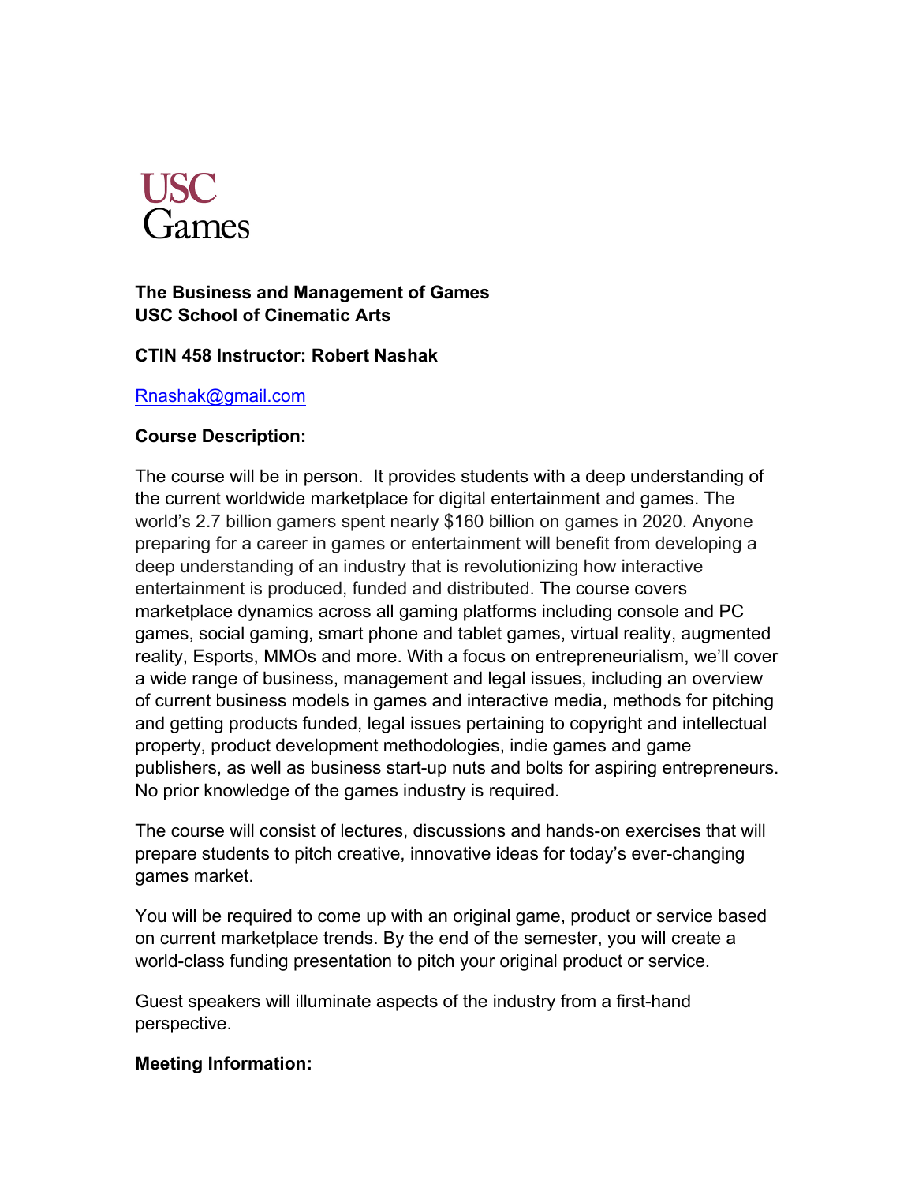USC
Games

**The Business and Management of Games**
**USC School of Cinematic Arts**

**CTIN 458 Instructor: Robert Nashak**

[Rnashak@gmail.com](mailto:Rnashak@gmail.com)

**Course Description:**

The course will be in person. It provides students with a deep understanding of the current worldwide marketplace for digital entertainment and games. The world's 2.7 billion gamers spent nearly $160 billion on games in 2020. Anyone preparing for a career in games or entertainment will benefit from developing a deep understanding of an industry that is revolutionizing how interactive entertainment is produced, funded and distributed. The course covers marketplace dynamics across all gaming platforms including console and PC games, social gaming, smart phone and tablet games, virtual reality, augmented reality, Esports, MMOs and more. With a focus on entrepreneurialism, we'll cover a wide range of business, management and legal issues, including an overview of current business models in games and interactive media, methods for pitching and getting products funded, legal issues pertaining to copyright and intellectual property, product development methodologies, indie games and game publishers, as well as business start-up nuts and bolts for aspiring entrepreneurs. No prior knowledge of the games industry is required.

The course will consist of lectures, discussions and hands-on exercises that will prepare students to pitch creative, innovative ideas for today's ever-changing games market.

You will be required to come up with an original game, product or service based on current marketplace trends. By the end of the semester, you will create a world-class funding presentation to pitch your original product or service.

Guest speakers will illuminate aspects of the industry from a first-hand perspective.

**Meeting Information:**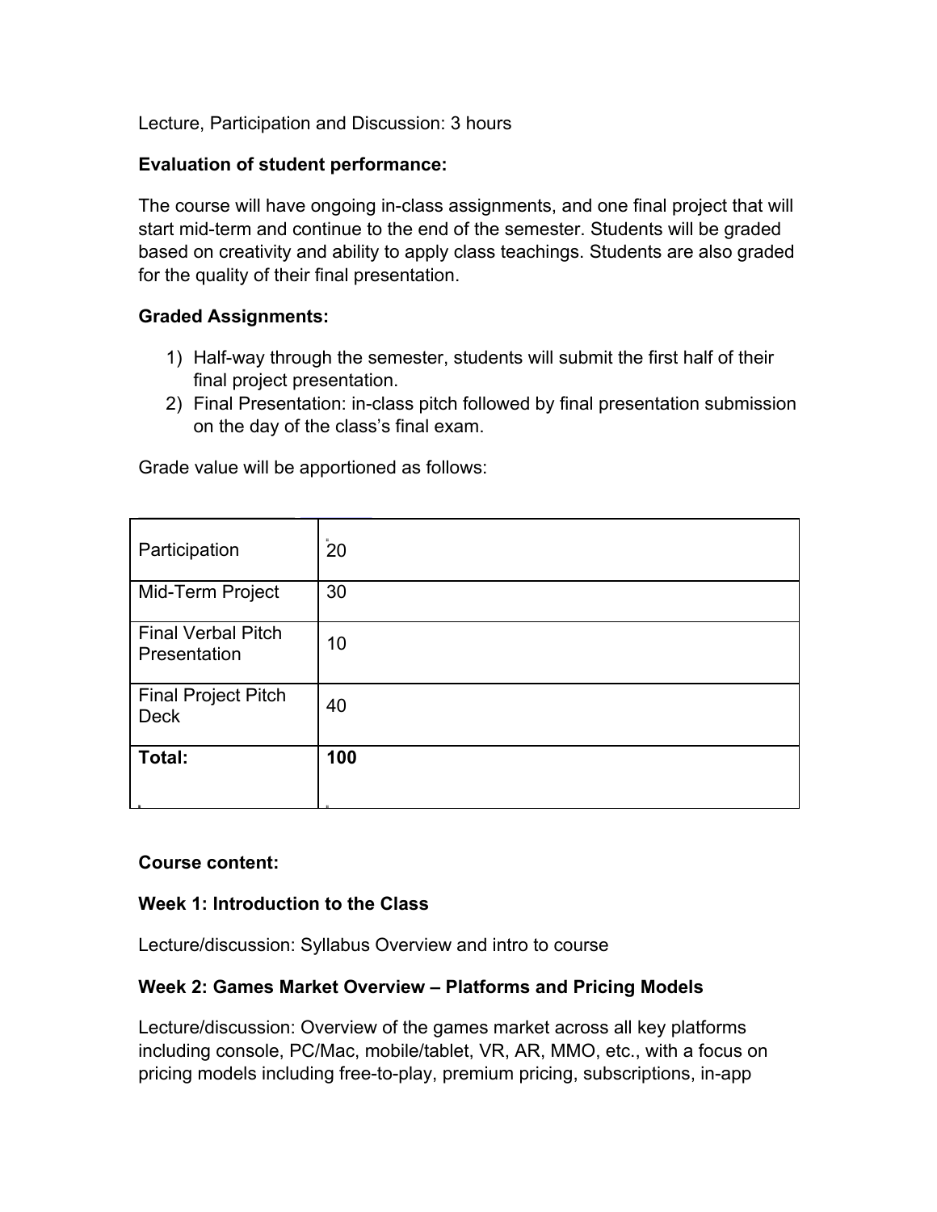Lecture, Participation and Discussion: 3 hours

**Evaluation of student performance:**

The course will have ongoing in-class assignments, and one final project that will start mid-term and continue to the end of the semester. Students will be graded based on creativity and ability to apply class teachings. Students are also graded for the quality of their final presentation.

**Graded Assignments:**

1) Half-way through the semester, students will submit the first half of their final project presentation.
2) Final Presentation: in-class pitch followed by final presentation submission on the day of the class's final exam.

Grade value will be apportioned as follows:

| | |
|---|---|
| Participation | 20 |
| Mid-Term Project | 30 |
| Final Verbal Pitch Presentation | 10 |
| Final Project Pitch Deck | 40 |
| **Total:** | **100** |

**Course content:**

**Week 1: Introduction to the Class**

Lecture/discussion: Syllabus Overview and intro to course

**Week 2: Games Market Overview – Platforms and Pricing Models**

Lecture/discussion: Overview of the games market across all key platforms including console, PC/Mac, mobile/tablet, VR, AR, MMO, etc., with a focus on pricing models including free-to-play, premium pricing, subscriptions, in-app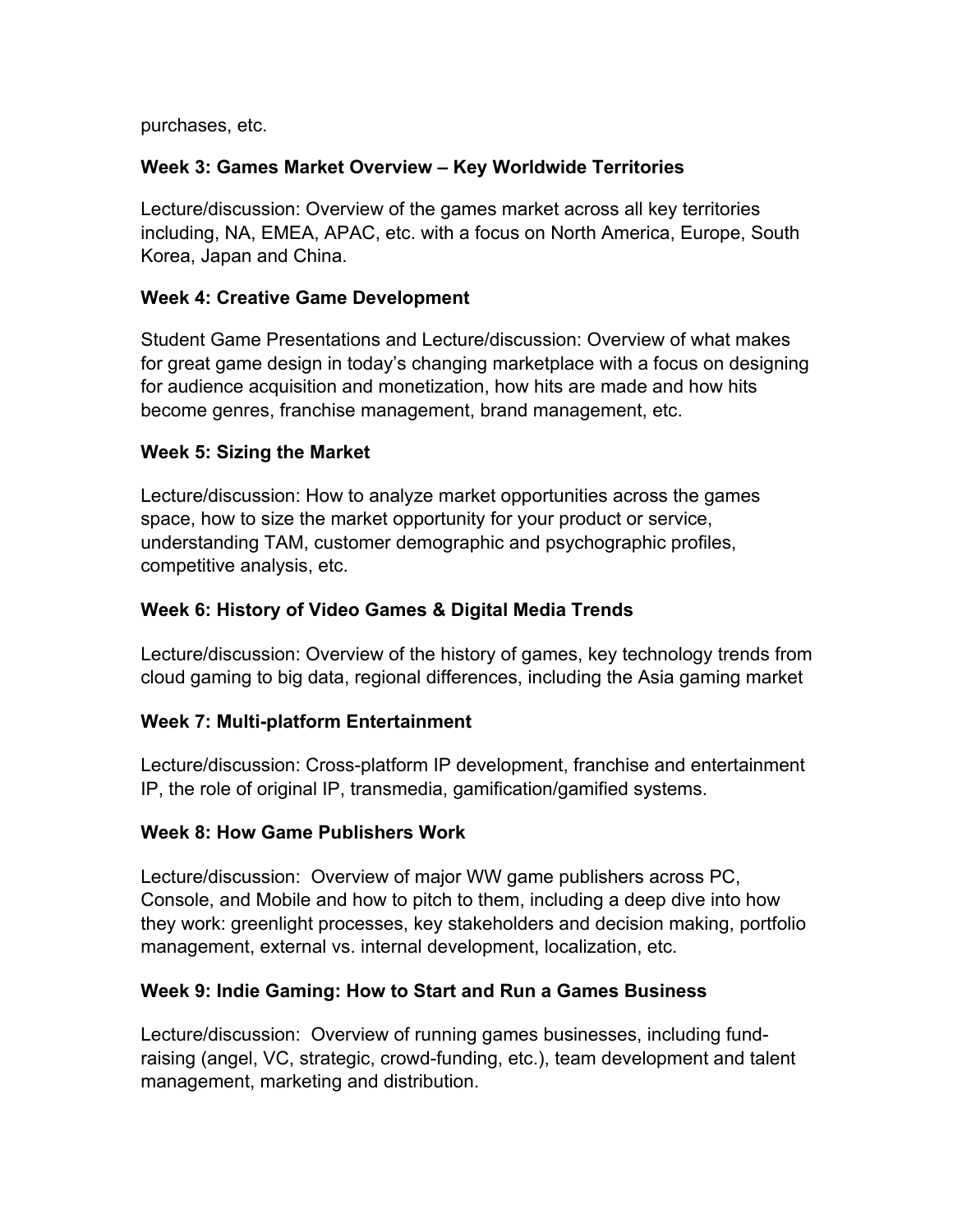purchases, etc.

**Week 3: Games Market Overview – Key Worldwide Territories**

Lecture/discussion: Overview of the games market across all key territories including, NA, EMEA, APAC, etc. with a focus on North America, Europe, South Korea, Japan and China.

**Week 4: Creative Game Development**

Student Game Presentations and Lecture/discussion: Overview of what makes for great game design in today's changing marketplace with a focus on designing for audience acquisition and monetization, how hits are made and how hits become genres, franchise management, brand management, etc.

**Week 5: Sizing the Market**

Lecture/discussion: How to analyze market opportunities across the games space, how to size the market opportunity for your product or service, understanding TAM, customer demographic and psychographic profiles, competitive analysis, etc.

**Week 6: History of Video Games & Digital Media Trends**

Lecture/discussion: Overview of the history of games, key technology trends from cloud gaming to big data, regional differences, including the Asia gaming market

**Week 7: Multi-platform Entertainment**

Lecture/discussion: Cross-platform IP development, franchise and entertainment IP, the role of original IP, transmedia, gamification/gamified systems.

**Week 8: How Game Publishers Work**

Lecture/discussion: Overview of major WW game publishers across PC, Console, and Mobile and how to pitch to them, including a deep dive into how they work: greenlight processes, key stakeholders and decision making, portfolio management, external vs. internal development, localization, etc.

**Week 9: Indie Gaming: How to Start and Run a Games Business**

Lecture/discussion: Overview of running games businesses, including fund-raising (angel, VC, strategic, crowd-funding, etc.), team development and talent management, marketing and distribution.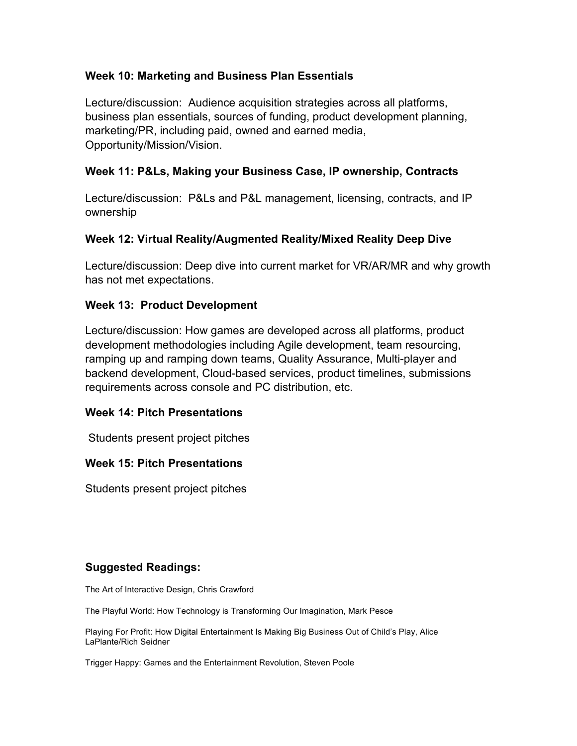### Week 10: Marketing and Business Plan Essentials

Lecture/discussion: Audience acquisition strategies across all platforms, business plan essentials, sources of funding, product development planning, marketing/PR, including paid, owned and earned media, Opportunity/Mission/Vision.

### Week 11: P&Ls, Making your Business Case, IP ownership, Contracts

Lecture/discussion: P&Ls and P&L management, licensing, contracts, and IP ownership

### Week 12: Virtual Reality/Augmented Reality/Mixed Reality Deep Dive

Lecture/discussion: Deep dive into current market for VR/AR/MR and why growth has not met expectations.

### Week 13: Product Development

Lecture/discussion: How games are developed across all platforms, product development methodologies including Agile development, team resourcing, ramping up and ramping down teams, Quality Assurance, Multi-player and backend development, Cloud-based services, product timelines, submissions requirements across console and PC distribution, etc.

### Week 14: Pitch Presentations

Students present project pitches

### Week 15: Pitch Presentations

Students present project pitches

### Suggested Readings:

The Art of Interactive Design, Chris Crawford

The Playful World: How Technology is Transforming Our Imagination, Mark Pesce

Playing For Profit: How Digital Entertainment Is Making Big Business Out of Child's Play, Alice LaPlante/Rich Seidner

Trigger Happy: Games and the Entertainment Revolution, Steven Poole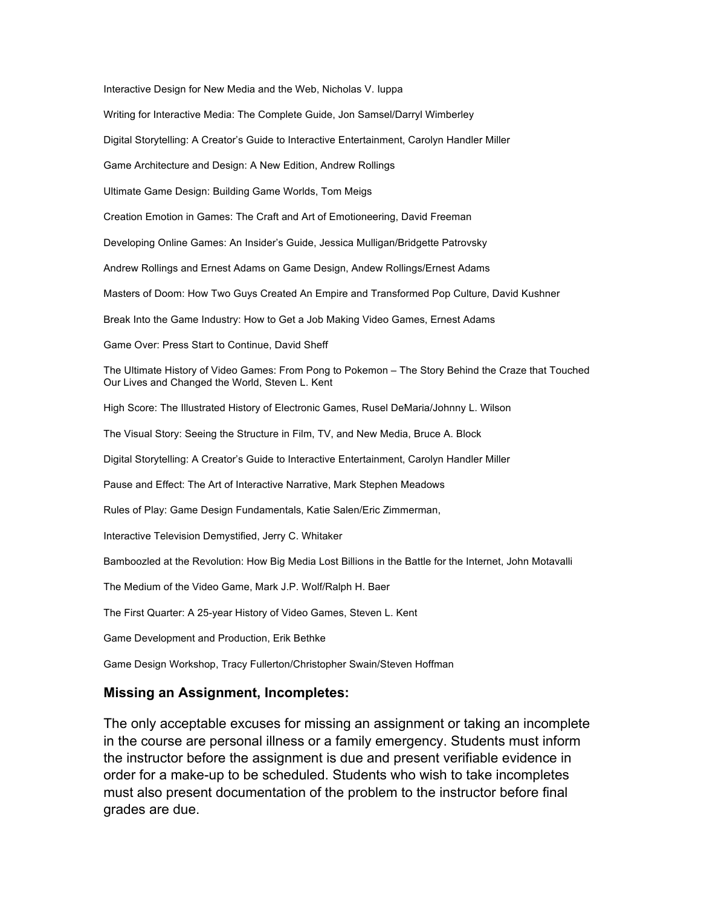Interactive Design for New Media and the Web, Nicholas V. Iuppa

Writing for Interactive Media: The Complete Guide, Jon Samsel/Darryl Wimberley

Digital Storytelling: A Creator's Guide to Interactive Entertainment, Carolyn Handler Miller

Game Architecture and Design: A New Edition, Andrew Rollings

Ultimate Game Design: Building Game Worlds, Tom Meigs

Creation Emotion in Games: The Craft and Art of Emotioneering, David Freeman

Developing Online Games: An Insider's Guide, Jessica Mulligan/Bridgette Patrovsky

Andrew Rollings and Ernest Adams on Game Design, Andew Rollings/Ernest Adams

Masters of Doom: How Two Guys Created An Empire and Transformed Pop Culture, David Kushner

Break Into the Game Industry: How to Get a Job Making Video Games, Ernest Adams

Game Over: Press Start to Continue, David Sheff

The Ultimate History of Video Games: From Pong to Pokemon – The Story Behind the Craze that Touched Our Lives and Changed the World, Steven L. Kent

High Score: The Illustrated History of Electronic Games, Rusel DeMaria/Johnny L. Wilson

The Visual Story: Seeing the Structure in Film, TV, and New Media, Bruce A. Block

Digital Storytelling: A Creator's Guide to Interactive Entertainment, Carolyn Handler Miller

Pause and Effect: The Art of Interactive Narrative, Mark Stephen Meadows

Rules of Play: Game Design Fundamentals, Katie Salen/Eric Zimmerman,

Interactive Television Demystified, Jerry C. Whitaker

Bamboozled at the Revolution: How Big Media Lost Billions in the Battle for the Internet, John Motavalli

The Medium of the Video Game, Mark J.P. Wolf/Ralph H. Baer

The First Quarter: A 25-year History of Video Games, Steven L. Kent

Game Development and Production, Erik Bethke

Game Design Workshop, Tracy Fullerton/Christopher Swain/Steven Hoffman

**Missing an Assignment, Incompletes:**

The only acceptable excuses for missing an assignment or taking an incomplete in the course are personal illness or a family emergency. Students must inform the instructor before the assignment is due and present verifiable evidence in order for a make-up to be scheduled. Students who wish to take incompletes must also present documentation of the problem to the instructor before final grades are due.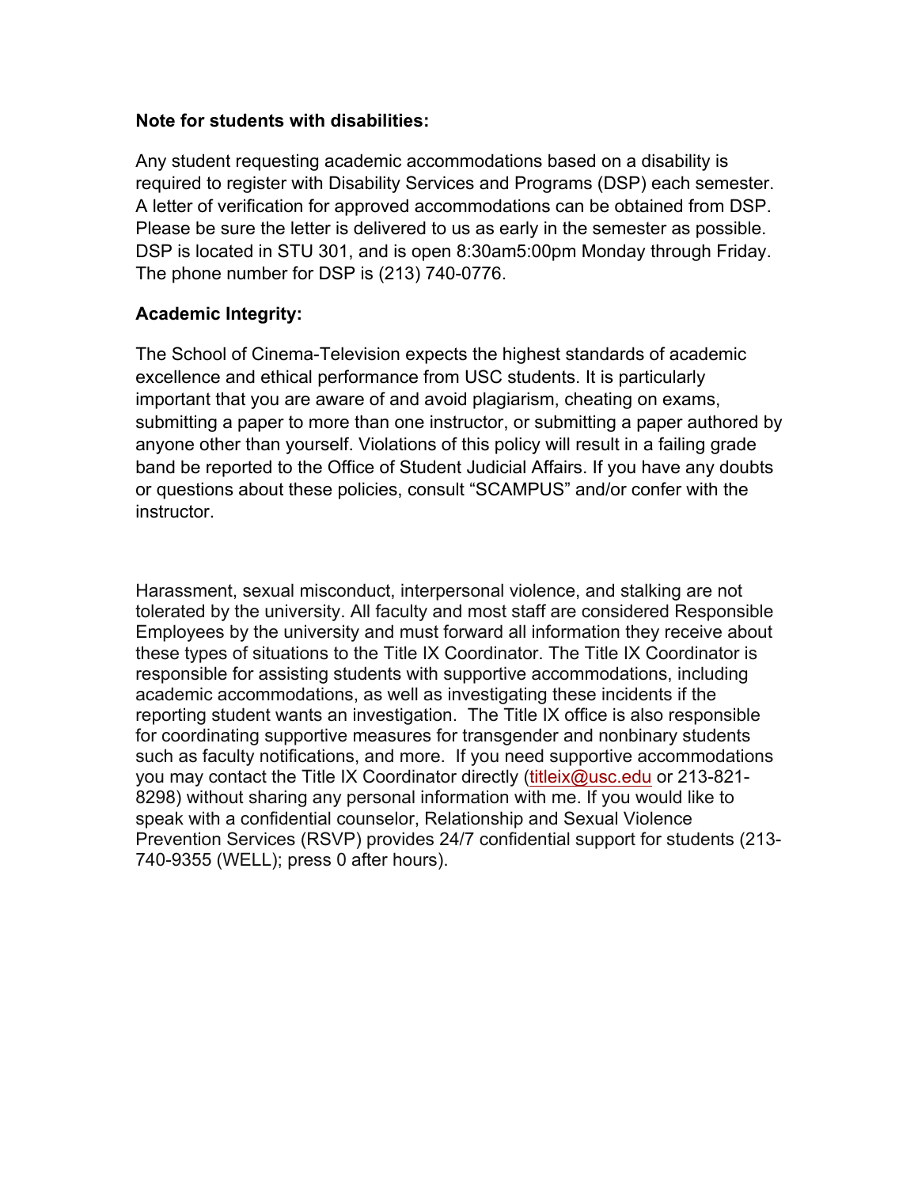**Note for students with disabilities:**

Any student requesting academic accommodations based on a disability is required to register with Disability Services and Programs (DSP) each semester. A letter of verification for approved accommodations can be obtained from DSP. Please be sure the letter is delivered to us as early in the semester as possible. DSP is located in STU 301, and is open 8:30am5:00pm Monday through Friday. The phone number for DSP is (213) 740-0776.

**Academic Integrity:**

The School of Cinema-Television expects the highest standards of academic excellence and ethical performance from USC students. It is particularly important that you are aware of and avoid plagiarism, cheating on exams, submitting a paper to more than one instructor, or submitting a paper authored by anyone other than yourself. Violations of this policy will result in a failing grade band be reported to the Office of Student Judicial Affairs. If you have any doubts or questions about these policies, consult "SCAMPUS" and/or confer with the instructor.

Harassment, sexual misconduct, interpersonal violence, and stalking are not tolerated by the university. All faculty and most staff are considered Responsible Employees by the university and must forward all information they receive about these types of situations to the Title IX Coordinator. The Title IX Coordinator is responsible for assisting students with supportive accommodations, including academic accommodations, as well as investigating these incidents if the reporting student wants an investigation. The Title IX office is also responsible for coordinating supportive measures for transgender and nonbinary students such as faculty notifications, and more. If you need supportive accommodations you may contact the Title IX Coordinator directly (titleix@usc.edu or 213-821-8298) without sharing any personal information with me. If you would like to speak with a confidential counselor, Relationship and Sexual Violence Prevention Services (RSVP) provides 24/7 confidential support for students (213-740-9355 (WELL); press 0 after hours).